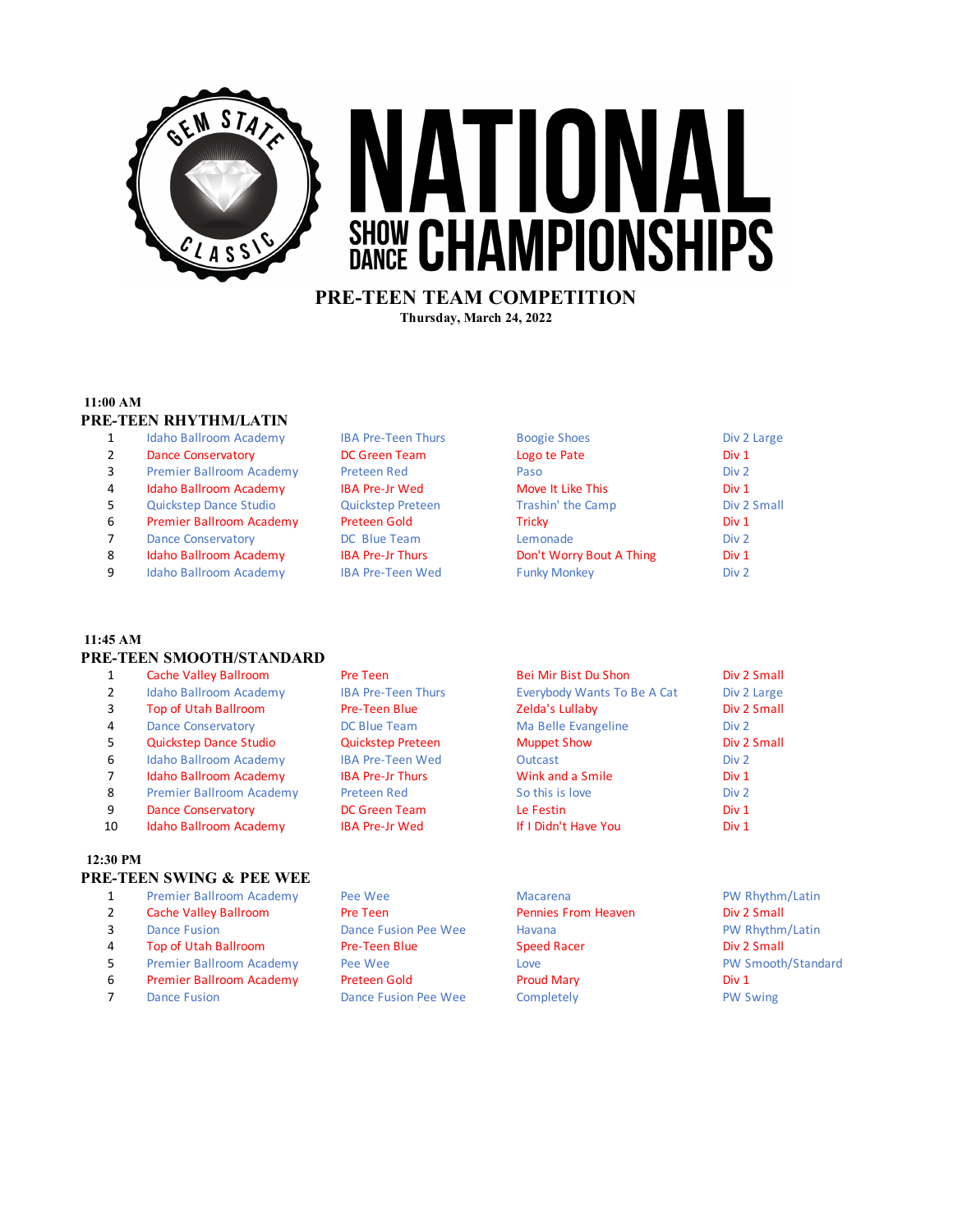# NATIONAL SHOW DANCE CHAMPIONSHIPS

Gem State Classic

## PRE-TEEN TEAM COMPETITION

**Thursday, March 24, 2022**

### 11:00 AM
### PRE-TEEN RHYTHM/LATIN

| # | Studio | Team | Title | Division |
|---|---|---|---|---|
| 1 | Idaho Ballroom Academy | IBA Pre-Teen Thurs | Boogie Shoes | Div 2 Large |
| 2 | Dance Conservatory | DC Green Team | Logo te Pate | Div 1 |
| 3 | Premier Ballroom Academy | Preteen Red | Paso | Div 2 |
| 4 | Idaho Ballroom Academy | IBA Pre-Jr Wed | Move It Like This | Div 1 |
| 5 | Quickstep Dance Studio | Quickstep Preteen | Trashin' the Camp | Div 2 Small |
| 6 | Premier Ballroom Academy | Preteen Gold | Tricky | Div 1 |
| 7 | Dance Conservatory | DC Blue Team | Lemonade | Div 2 |
| 8 | Idaho Ballroom Academy | IBA Pre-Jr Thurs | Don't Worry Bout A Thing | Div 1 |
| 9 | Idaho Ballroom Academy | IBA Pre-Teen Wed | Funky Monkey | Div 2 |

### 11:45 AM
### PRE-TEEN SMOOTH/STANDARD

| # | Studio | Team | Title | Division |
|---|---|---|---|---|
| 1 | Cache Valley Ballroom | Pre Teen | Bei Mir Bist Du Shon | Div 2 Small |
| 2 | Idaho Ballroom Academy | IBA Pre-Teen Thurs | Everybody Wants To Be A Cat | Div 2 Large |
| 3 | Top of Utah Ballroom | Pre-Teen Blue | Zelda's Lullaby | Div 2 Small |
| 4 | Dance Conservatory | DC Blue Team | Ma Belle Evangeline | Div 2 |
| 5 | Quickstep Dance Studio | Quickstep Preteen | Muppet Show | Div 2 Small |
| 6 | Idaho Ballroom Academy | IBA Pre-Teen Wed | Outcast | Div 2 |
| 7 | Idaho Ballroom Academy | IBA Pre-Jr Thurs | Wink and a Smile | Div 1 |
| 8 | Premier Ballroom Academy | Preteen Red | So this is love | Div 2 |
| 9 | Dance Conservatory | DC Green Team | Le Festin | Div 1 |
| 10 | Idaho Ballroom Academy | IBA Pre-Jr Wed | If I Didn't Have You | Div 1 |

### 12:30 PM
### PRE-TEEN SWING & PEE WEE

| # | Studio | Team | Title | Division |
|---|---|---|---|---|
| 1 | Premier Ballroom Academy | Pee Wee | Macarena | PW Rhythm/Latin |
| 2 | Cache Valley Ballroom | Pre Teen | Pennies From Heaven | Div 2 Small |
| 3 | Dance Fusion | Dance Fusion Pee Wee | Havana | PW Rhythm/Latin |
| 4 | Top of Utah Ballroom | Pre-Teen Blue | Speed Racer | Div 2 Small |
| 5 | Premier Ballroom Academy | Pee Wee | Love | PW Smooth/Standard |
| 6 | Premier Ballroom Academy | Preteen Gold | Proud Mary | Div 1 |
| 7 | Dance Fusion | Dance Fusion Pee Wee | Completely | PW Swing |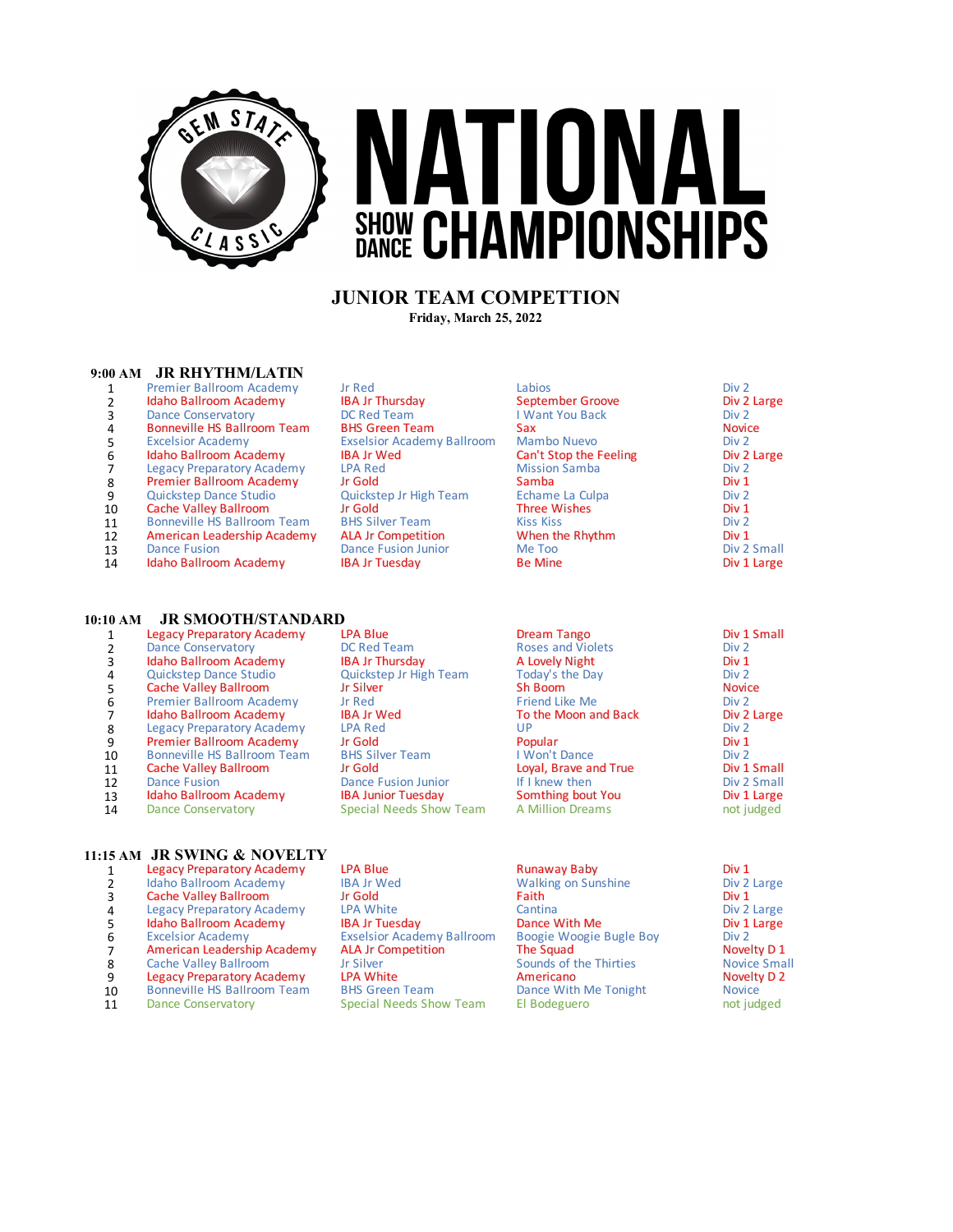# NATIONAL SHOW DANCE CHAMPIONSHIPS

## JUNIOR TEAM COMPETTION

**Friday, March 25, 2022**

### 9:00 AM JR RHYTHM/LATIN

| # | Studio | Team | Song | Division |
|---|---|---|---|---|
| 1 | Premier Ballroom Academy | Jr Red | Labios | Div 2 |
| 2 | Idaho Ballroom Academy | IBA Jr Thursday | September Groove | Div 2 Large |
| 3 | Dance Conservatory | DC Red Team | I Want You Back | Div 2 |
| 4 | Bonneville HS Ballroom Team | BHS Green Team | Sax | Novice |
| 5 | Excelsior Academy | Exselsior Academy Ballroom | Mambo Nuevo | Div 2 |
| 6 | Idaho Ballroom Academy | IBA Jr Wed | Can't Stop the Feeling | Div 2 Large |
| 7 | Legacy Preparatory Academy | LPA Red | Mission Samba | Div 2 |
| 8 | Premier Ballroom Academy | Jr Gold | Samba | Div 1 |
| 9 | Quickstep Dance Studio | Quickstep Jr High Team | Echame La Culpa | Div 2 |
| 10 | Cache Valley Ballroom | Jr Gold | Three Wishes | Div 1 |
| 11 | Bonneville HS Ballroom Team | BHS Silver Team | Kiss Kiss | Div 2 |
| 12 | American Leadership Academy | ALA Jr Competition | When the Rhythm | Div 1 |
| 13 | Dance Fusion | Dance Fusion Junior | Me Too | Div 2 Small |
| 14 | Idaho Ballroom Academy | IBA Jr Tuesday | Be Mine | Div 1 Large |

### 10:10 AM JR SMOOTH/STANDARD

| # | Studio | Team | Song | Division |
|---|---|---|---|---|
| 1 | Legacy Preparatory Academy | LPA Blue | Dream Tango | Div 1 Small |
| 2 | Dance Conservatory | DC Red Team | Roses and Violets | Div 2 |
| 3 | Idaho Ballroom Academy | IBA Jr Thursday | A Lovely Night | Div 1 |
| 4 | Quickstep Dance Studio | Quickstep Jr High Team | Today's the Day | Div 2 |
| 5 | Cache Valley Ballroom | Jr Silver | Sh Boom | Novice |
| 6 | Premier Ballroom Academy | Jr Red | Friend Like Me | Div 2 |
| 7 | Idaho Ballroom Academy | IBA Jr Wed | To the Moon and Back | Div 2 Large |
| 8 | Legacy Preparatory Academy | LPA Red | UP | Div 2 |
| 9 | Premier Ballroom Academy | Jr Gold | Popular | Div 1 |
| 10 | Bonneville HS Ballroom Team | BHS Silver Team | I Won't Dance | Div 2 |
| 11 | Cache Valley Ballroom | Jr Gold | Loyal, Brave and True | Div 1 Small |
| 12 | Dance Fusion | Dance Fusion Junior | If I knew then | Div 2 Small |
| 13 | Idaho Ballroom Academy | IBA Junior Tuesday | Somthing bout You | Div 1 Large |
| 14 | Dance Conservatory | Special Needs Show Team | A Million Dreams | not judged |

### 11:15 AM JR SWING & NOVELTY

| # | Studio | Team | Song | Division |
|---|---|---|---|---|
| 1 | Legacy Preparatory Academy | LPA Blue | Runaway Baby | Div 1 |
| 2 | Idaho Ballroom Academy | IBA Jr Wed | Walking on Sunshine | Div 2 Large |
| 3 | Cache Valley Ballroom | Jr Gold | Faith | Div 1 |
| 4 | Legacy Preparatory Academy | LPA White | Cantina | Div 2 Large |
| 5 | Idaho Ballroom Academy | IBA Jr Tuesday | Dance With Me | Div 1 Large |
| 6 | Excelsior Academy | Exselsior Academy Ballroom | Boogie Woogie Bugle Boy | Div 2 |
| 7 | American Leadership Academy | ALA Jr Competition | The Squad | Novelty D 1 |
| 8 | Cache Valley Ballroom | Jr Silver | Sounds of the Thirties | Novice Small |
| 9 | Legacy Preparatory Academy | LPA White | Americano | Novelty D 2 |
| 10 | Bonneville HS Ballroom Team | BHS Green Team | Dance With Me Tonight | Novice |
| 11 | Dance Conservatory | Special Needs Show Team | El Bodeguero | not judged |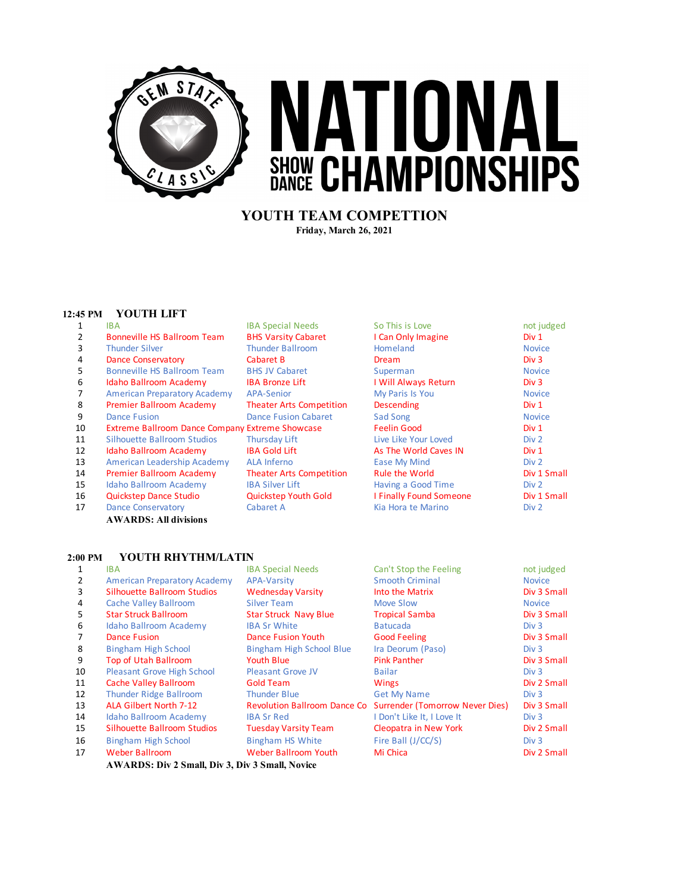# GEM STATE CLASSIC NATIONAL SHOW DANCE CHAMPIONSHIPS

## YOUTH TEAM COMPETTION

**Friday, March 26, 2021**

### 12:45 PM YOUTH LIFT

| # | Studio | Team | Song | Division |
|---|---|---|---|---|
| 1 | IBA | IBA Special Needs | So This is Love | not judged |
| 2 | Bonneville HS Ballroom Team | BHS Varsity Cabaret | I Can Only Imagine | Div 1 |
| 3 | Thunder Silver | Thunder Ballroom | Homeland | Novice |
| 4 | Dance Conservatory | Cabaret B | Dream | Div 3 |
| 5 | Bonneville HS Ballroom Team | BHS JV Cabaret | Superman | Novice |
| 6 | Idaho Ballroom Academy | IBA Bronze Lift | I Will Always Return | Div 3 |
| 7 | American Preparatory Academy | APA-Senior | My Paris Is You | Novice |
| 8 | Premier Ballroom Academy | Theater Arts Competition | Descending | Div 1 |
| 9 | Dance Fusion | Dance Fusion Cabaret | Sad Song | Novice |
| 10 | Extreme Ballroom Dance Company | Extreme Showcase | Feelin Good | Div 1 |
| 11 | Silhouette Ballroom Studios | Thursday Lift | Live Like Your Loved | Div 2 |
| 12 | Idaho Ballroom Academy | IBA Gold Lift | As The World Caves IN | Div 1 |
| 13 | American Leadership Academy | ALA Inferno | Ease My Mind | Div 2 |
| 14 | Premier Ballroom Academy | Theater Arts Competition | Rule the World | Div 1 Small |
| 15 | Idaho Ballroom Academy | IBA Silver Lift | Having a Good Time | Div 2 |
| 16 | Quickstep Dance Studio | Quickstep Youth Gold | I Finally Found Someone | Div 1 Small |
| 17 | Dance Conservatory | Cabaret A | Kia Hora te Marino | Div 2 |

**AWARDS: All divisions**

### 2:00 PM YOUTH RHYTHM/LATIN

| # | Studio | Team | Song | Division |
|---|---|---|---|---|
| 1 | IBA | IBA Special Needs | Can't Stop the Feeling | not judged |
| 2 | American Preparatory Academy | APA-Varsity | Smooth Criminal | Novice |
| 3 | Silhouette Ballroom Studios | Wednesday Varsity | Into the Matrix | Div 3 Small |
| 4 | Cache Valley Ballroom | Silver Team | Move Slow | Novice |
| 5 | Star Struck Ballroom | Star Struck Navy Blue | Tropical Samba | Div 3 Small |
| 6 | Idaho Ballroom Academy | IBA Sr White | Batucada | Div 3 |
| 7 | Dance Fusion | Dance Fusion Youth | Good Feeling | Div 3 Small |
| 8 | Bingham High School | Bingham High School Blue | Ira Deorum (Paso) | Div 3 |
| 9 | Top of Utah Ballroom | Youth Blue | Pink Panther | Div 3 Small |
| 10 | Pleasant Grove High School | Pleasant Grove JV | Bailar | Div 3 |
| 11 | Cache Valley Ballroom | Gold Team | Wings | Div 2 Small |
| 12 | Thunder Ridge Ballroom | Thunder Blue | Get My Name | Div 3 |
| 13 | ALA Gilbert North 7-12 | Revolution Ballroom Dance Co | Surrender (Tomorrow Never Dies) | Div 3 Small |
| 14 | Idaho Ballroom Academy | IBA Sr Red | I Don't Like It, I Love It | Div 3 |
| 15 | Silhouette Ballroom Studios | Tuesday Varsity Team | Cleopatra in New York | Div 2 Small |
| 16 | Bingham High School | Bingham HS White | Fire Ball (J/CC/S) | Div 3 |
| 17 | Weber Ballroom | Weber Ballroom Youth | Mi Chica | Div 2 Small |

**AWARDS: Div 2 Small, Div 3, Div 3 Small, Novice**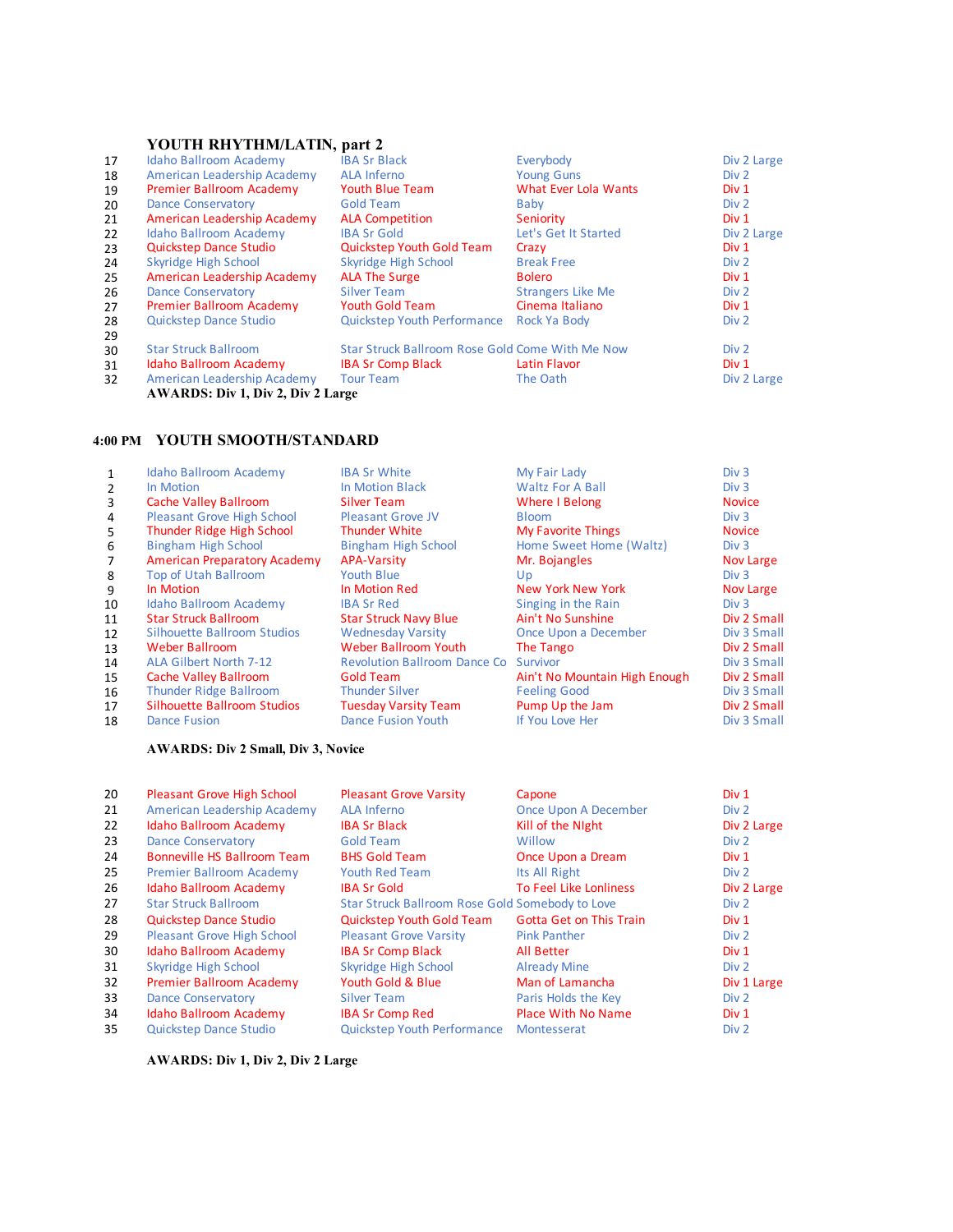### YOUTH RHYTHM/LATIN, part 2

| # | Studio | Team | Routine | Division |
|---|---|---|---|---|
| 17 | Idaho Ballroom Academy | IBA Sr Black | Everybody | Div 2 Large |
| 18 | American Leadership Academy | ALA Inferno | Young Guns | Div 2 |
| 19 | Premier Ballroom Academy | Youth Blue Team | What Ever Lola Wants | Div 1 |
| 20 | Dance Conservatory | Gold Team | Baby | Div 2 |
| 21 | American Leadership Academy | ALA Competition | Seniority | Div 1 |
| 22 | Idaho Ballroom Academy | IBA Sr Gold | Let's Get It Started | Div 2 Large |
| 23 | Quickstep Dance Studio | Quickstep Youth Gold Team | Crazy | Div 1 |
| 24 | Skyridge High School | Skyridge High School | Break Free | Div 2 |
| 25 | American Leadership Academy | ALA The Surge | Bolero | Div 1 |
| 26 | Dance Conservatory | Silver Team | Strangers Like Me | Div 2 |
| 27 | Premier Ballroom Academy | Youth Gold Team | Cinema Italiano | Div 1 |
| 28 | Quickstep Dance Studio | Quickstep Youth Performance | Rock Ya Body | Div 2 |
| 29 | | | | |
| 30 | Star Struck Ballroom | Star Struck Ballroom Rose Gold | Come With Me Now | Div 2 |
| 31 | Idaho Ballroom Academy | IBA Sr Comp Black | Latin Flavor | Div 1 |
| 32 | American Leadership Academy | Tour Team | The Oath | Div 2 Large |

**AWARDS: Div 1, Div 2, Div 2 Large**

### 4:00 PM YOUTH SMOOTH/STANDARD

| # | Studio | Team | Routine | Division |
|---|---|---|---|---|
| 1 | Idaho Ballroom Academy | IBA Sr White | My Fair Lady | Div 3 |
| 2 | In Motion | In Motion Black | Waltz For A Ball | Div 3 |
| 3 | Cache Valley Ballroom | Silver Team | Where I Belong | Novice |
| 4 | Pleasant Grove High School | Pleasant Grove JV | Bloom | Div 3 |
| 5 | Thunder Ridge High School | Thunder White | My Favorite Things | Novice |
| 6 | Bingham High School | Bingham High School | Home Sweet Home (Waltz) | Div 3 |
| 7 | American Preparatory Academy | APA-Varsity | Mr. Bojangles | Nov Large |
| 8 | Top of Utah Ballroom | Youth Blue | Up | Div 3 |
| 9 | In Motion | In Motion Red | New York New York | Nov Large |
| 10 | Idaho Ballroom Academy | IBA Sr Red | Singing in the Rain | Div 3 |
| 11 | Star Struck Ballroom | Star Struck Navy Blue | Ain't No Sunshine | Div 2 Small |
| 12 | Silhouette Ballroom Studios | Wednesday Varsity | Once Upon a December | Div 3 Small |
| 13 | Weber Ballroom | Weber Ballroom Youth | The Tango | Div 2 Small |
| 14 | ALA Gilbert North 7-12 | Revolution Ballroom Dance Co | Survivor | Div 3 Small |
| 15 | Cache Valley Ballroom | Gold Team | Ain't No Mountain High Enough | Div 2 Small |
| 16 | Thunder Ridge Ballroom | Thunder Silver | Feeling Good | Div 3 Small |
| 17 | Silhouette Ballroom Studios | Tuesday Varsity Team | Pump Up the Jam | Div 2 Small |
| 18 | Dance Fusion | Dance Fusion Youth | If You Love Her | Div 3 Small |

**AWARDS: Div 2 Small, Div 3, Novice**

| # | Studio | Team | Routine | Division |
|---|---|---|---|---|
| 20 | Pleasant Grove High School | Pleasant Grove Varsity | Capone | Div 1 |
| 21 | American Leadership Academy | ALA Inferno | Once Upon A December | Div 2 |
| 22 | Idaho Ballroom Academy | IBA Sr Black | Kill of the NIght | Div 2 Large |
| 23 | Dance Conservatory | Gold Team | Willow | Div 2 |
| 24 | Bonneville HS Ballroom Team | BHS Gold Team | Once Upon a Dream | Div 1 |
| 25 | Premier Ballroom Academy | Youth Red Team | Its All Right | Div 2 |
| 26 | Idaho Ballroom Academy | IBA Sr Gold | To Feel Like Lonliness | Div 2 Large |
| 27 | Star Struck Ballroom | Star Struck Ballroom Rose Gold | Somebody to Love | Div 2 |
| 28 | Quickstep Dance Studio | Quickstep Youth Gold Team | Gotta Get on This Train | Div 1 |
| 29 | Pleasant Grove High School | Pleasant Grove Varsity | Pink Panther | Div 2 |
| 30 | Idaho Ballroom Academy | IBA Sr Comp Black | All Better | Div 1 |
| 31 | Skyridge High School | Skyridge High School | Already Mine | Div 2 |
| 32 | Premier Ballroom Academy | Youth Gold & Blue | Man of Lamancha | Div 1 Large |
| 33 | Dance Conservatory | Silver Team | Paris Holds the Key | Div 2 |
| 34 | Idaho Ballroom Academy | IBA Sr Comp Red | Place With No Name | Div 1 |
| 35 | Quickstep Dance Studio | Quickstep Youth Performance | Montesserat | Div 2 |

**AWARDS: Div 1, Div 2, Div 2 Large**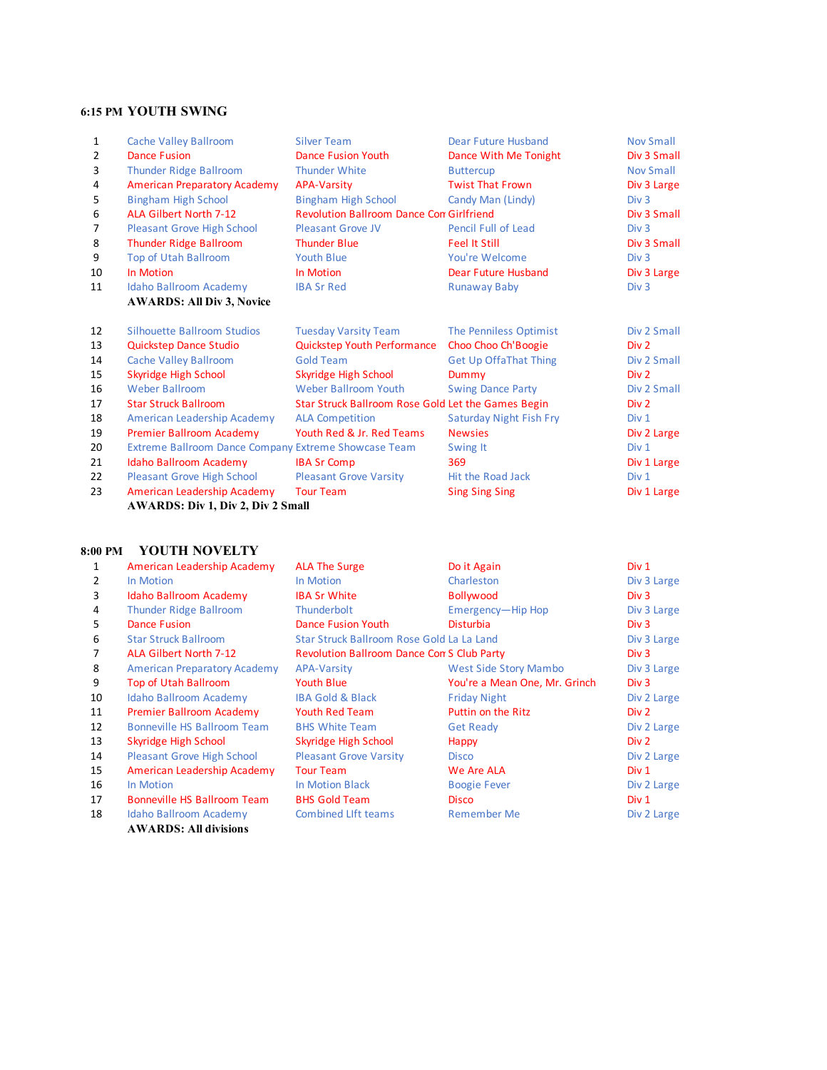## 6:15 PM YOUTH SWING

| | | | | |
|---|---|---|---|---|
| 1 | Cache Valley Ballroom | Silver Team | Dear Future Husband | Nov Small |
| 2 | Dance Fusion | Dance Fusion Youth | Dance With Me Tonight | Div 3 Small |
| 3 | Thunder Ridge Ballroom | Thunder White | Buttercup | Nov Small |
| 4 | American Preparatory Academy | APA-Varsity | Twist That Frown | Div 3 Large |
| 5 | Bingham High School | Bingham High School | Candy Man (Lindy) | Div 3 |
| 6 | ALA Gilbert North 7-12 | Revolution Ballroom Dance Con | Girlfriend | Div 3 Small |
| 7 | Pleasant Grove High School | Pleasant Grove JV | Pencil Full of Lead | Div 3 |
| 8 | Thunder Ridge Ballroom | Thunder Blue | Feel It Still | Div 3 Small |
| 9 | Top of Utah Ballroom | Youth Blue | You're Welcome | Div 3 |
| 10 | In Motion | In Motion | Dear Future Husband | Div 3 Large |
| 11 | Idaho Ballroom Academy | IBA Sr Red | Runaway Baby | Div 3 |
| | **AWARDS: All Div 3, Novice** | | | |
| 12 | Silhouette Ballroom Studios | Tuesday Varsity Team | The Penniless Optimist | Div 2 Small |
| 13 | Quickstep Dance Studio | Quickstep Youth Performance | Choo Choo Ch'Boogie | Div 2 |
| 14 | Cache Valley Ballroom | Gold Team | Get Up OffaThat Thing | Div 2 Small |
| 15 | Skyridge High School | Skyridge High School | Dummy | Div 2 |
| 16 | Weber Ballroom | Weber Ballroom Youth | Swing Dance Party | Div 2 Small |
| 17 | Star Struck Ballroom | Star Struck Ballroom Rose Gold | Let the Games Begin | Div 2 |
| 18 | American Leadership Academy | ALA Competition | Saturday Night Fish Fry | Div 1 |
| 19 | Premier Ballroom Academy | Youth Red & Jr. Red Teams | Newsies | Div 2 Large |
| 20 | Extreme Ballroom Dance Company | Extreme Showcase Team | Swing It | Div 1 |
| 21 | Idaho Ballroom Academy | IBA Sr Comp | 369 | Div 1 Large |
| 22 | Pleasant Grove High School | Pleasant Grove Varsity | Hit the Road Jack | Div 1 |
| 23 | American Leadership Academy | Tour Team | Sing Sing Sing | Div 1 Large |
| | **AWARDS: Div 1, Div 2, Div 2 Small** | | | |

## 8:00 PM YOUTH NOVELTY

| | | | | |
|---|---|---|---|---|
| 1 | American Leadership Academy | ALA The Surge | Do it Again | Div 1 |
| 2 | In Motion | In Motion | Charleston | Div 3 Large |
| 3 | Idaho Ballroom Academy | IBA Sr White | Bollywood | Div 3 |
| 4 | Thunder Ridge Ballroom | Thunderbolt | Emergency—Hip Hop | Div 3 Large |
| 5 | Dance Fusion | Dance Fusion Youth | Disturbia | Div 3 |
| 6 | Star Struck Ballroom | Star Struck Ballroom Rose Gold | La La Land | Div 3 Large |
| 7 | ALA Gilbert North 7-12 | Revolution Ballroom Dance Con | S Club Party | Div 3 |
| 8 | American Preparatory Academy | APA-Varsity | West Side Story Mambo | Div 3 Large |
| 9 | Top of Utah Ballroom | Youth Blue | You're a Mean One, Mr. Grinch | Div 3 |
| 10 | Idaho Ballroom Academy | IBA Gold & Black | Friday Night | Div 2 Large |
| 11 | Premier Ballroom Academy | Youth Red Team | Puttin on the Ritz | Div 2 |
| 12 | Bonneville HS Ballroom Team | BHS White Team | Get Ready | Div 2 Large |
| 13 | Skyridge High School | Skyridge High School | Happy | Div 2 |
| 14 | Pleasant Grove High School | Pleasant Grove Varsity | Disco | Div 2 Large |
| 15 | American Leadership Academy | Tour Team | We Are ALA | Div 1 |
| 16 | In Motion | In Motion Black | Boogie Fever | Div 2 Large |
| 17 | Bonneville HS Ballroom Team | BHS Gold Team | Disco | Div 1 |
| 18 | Idaho Ballroom Academy | Combined LIft teams | Remember Me | Div 2 Large |
| | **AWARDS: All divisions** | | | |